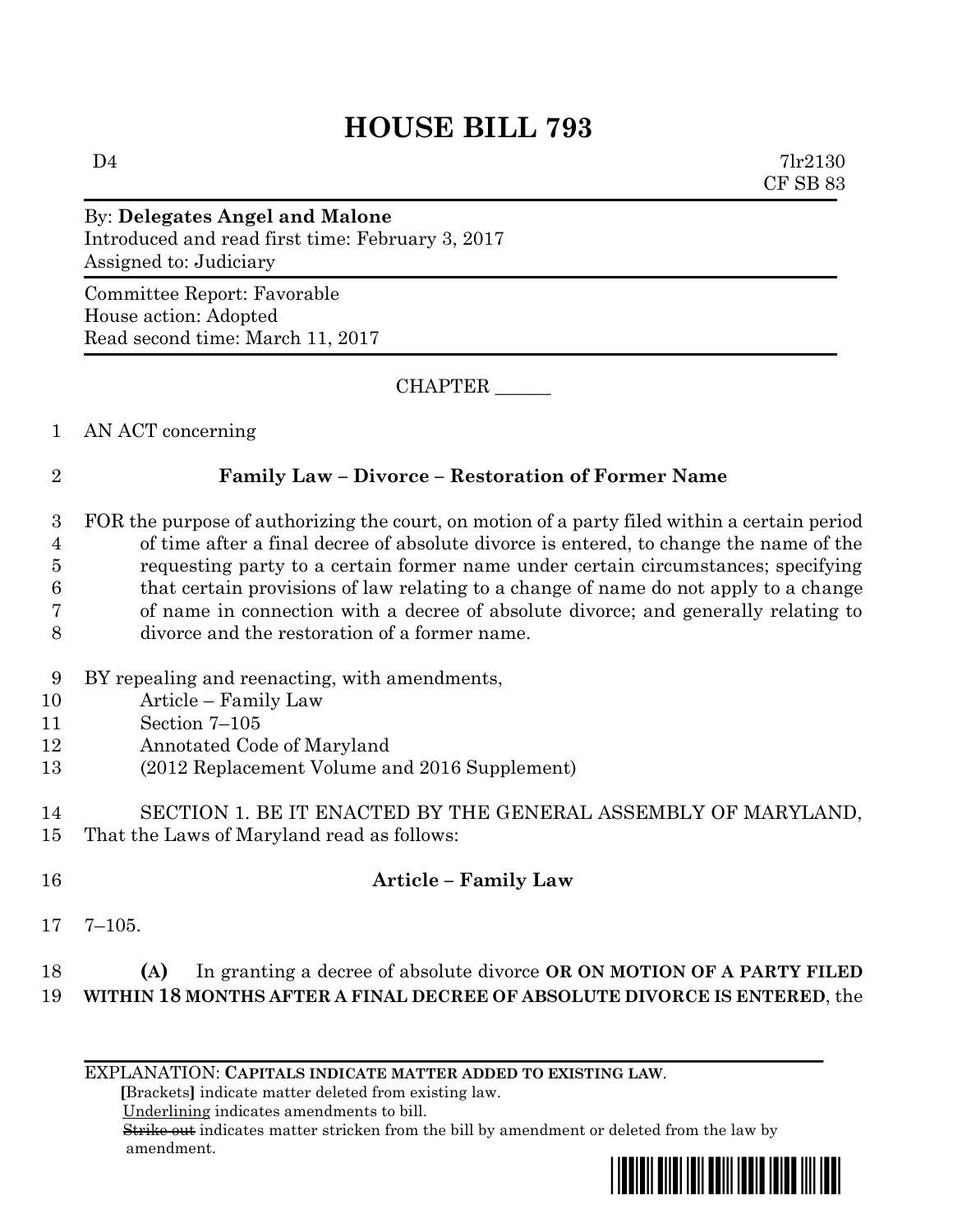# HOUSE BILL 793

D4 7lr2130
CF SB 83

By: **Delegates Angel and Malone**
Introduced and read first time: February 3, 2017
Assigned to: Judiciary

Committee Report: Favorable
House action: Adopted
Read second time: March 11, 2017

CHAPTER ______

1 AN ACT concerning

2 **Family Law – Divorce – Restoration of Former Name**

3 FOR the purpose of authorizing the court, on motion of a party filed within a certain period
4 of time after a final decree of absolute divorce is entered, to change the name of the
5 requesting party to a certain former name under certain circumstances; specifying
6 that certain provisions of law relating to a change of name do not apply to a change
7 of name in connection with a decree of absolute divorce; and generally relating to
8 divorce and the restoration of a former name.

9 BY repealing and reenacting, with amendments,
10 Article – Family Law
11 Section 7–105
12 Annotated Code of Maryland
13 (2012 Replacement Volume and 2016 Supplement)

14 SECTION 1. BE IT ENACTED BY THE GENERAL ASSEMBLY OF MARYLAND,
15 That the Laws of Maryland read as follows:

16 **Article – Family Law**

17 7–105.

18 **(A)** In granting a decree of absolute divorce **OR ON MOTION OF A PARTY FILED**
19 **WITHIN 18 MONTHS AFTER A FINAL DECREE OF ABSOLUTE DIVORCE IS ENTERED**, the

EXPLANATION: **CAPITALS INDICATE MATTER ADDED TO EXISTING LAW**.
**[**Brackets**]** indicate matter deleted from existing law.
Underlining indicates amendments to bill.
~~Strike out~~ indicates matter stricken from the bill by amendment or deleted from the law by amendment.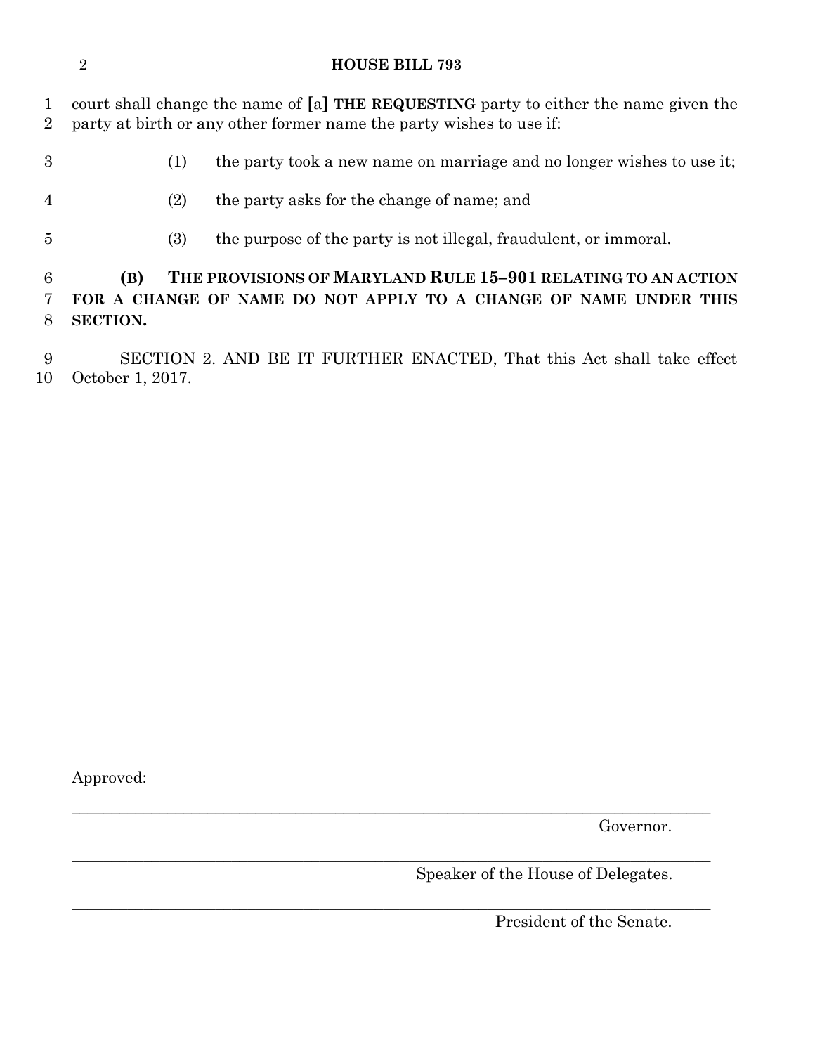court shall change the name of [a] **THE REQUESTING** party to either the name given the party at birth or any other former name the party wishes to use if:

(1) the party took a new name on marriage and no longer wishes to use it;

(2) the party asks for the change of name; and

(3) the purpose of the party is not illegal, fraudulent, or immoral.

**(B) THE PROVISIONS OF MARYLAND RULE 15–901 RELATING TO AN ACTION FOR A CHANGE OF NAME DO NOT APPLY TO A CHANGE OF NAME UNDER THIS SECTION.**

SECTION 2. AND BE IT FURTHER ENACTED, That this Act shall take effect October 1, 2017.

Approved:

\_\_\_\_\_\_\_\_\_\_\_\_\_\_\_\_\_\_\_\_\_\_\_\_\_\_\_\_\_\_\_\_\_\_\_\_\_\_\_\_\_\_\_\_\_\_\_\_\_\_\_\_\_\_\_\_\_\_\_\_\_\_\_\_\_\_\_\_\_\_\_\_\_\_\_\_\_\_

Governor.

\_\_\_\_\_\_\_\_\_\_\_\_\_\_\_\_\_\_\_\_\_\_\_\_\_\_\_\_\_\_\_\_\_\_\_\_\_\_\_\_\_\_\_\_\_\_\_\_\_\_\_\_\_\_\_\_\_\_\_\_\_\_\_\_\_\_\_\_\_\_\_\_\_\_\_\_\_\_

Speaker of the House of Delegates.

\_\_\_\_\_\_\_\_\_\_\_\_\_\_\_\_\_\_\_\_\_\_\_\_\_\_\_\_\_\_\_\_\_\_\_\_\_\_\_\_\_\_\_\_\_\_\_\_\_\_\_\_\_\_\_\_\_\_\_\_\_\_\_\_\_\_\_\_\_\_\_\_\_\_\_\_\_\_

President of the Senate.